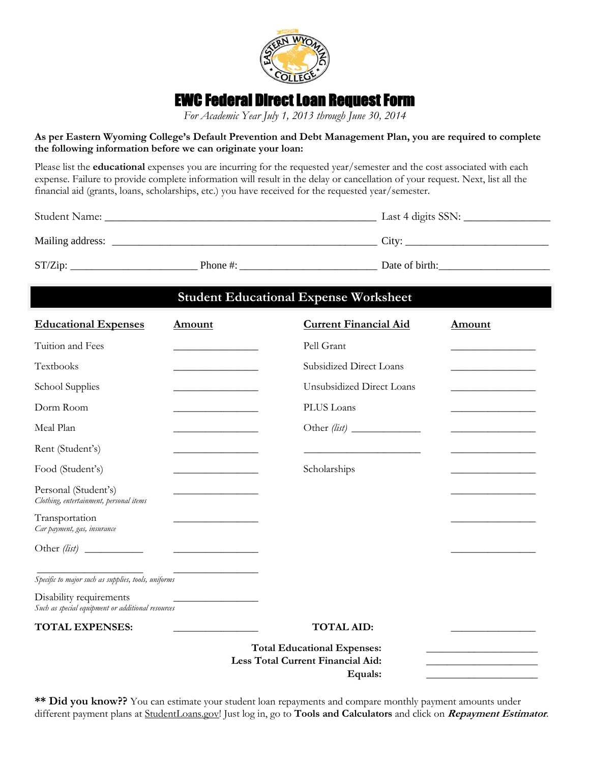# EWC Federal Direct Loan Request Form

*For Academic Year July 1, 2013 through June 30, 2014*

**As per Eastern Wyoming College's Default Prevention and Debt Management Plan, you are required to complete the following information before we can originate your loan:**

Please list the **educational** expenses you are incurring for the requested year/semester and the cost associated with each expense. Failure to provide complete information will result in the delay or cancellation of your request. Next, list all the financial aid (grants, loans, scholarships, etc.) you have received for the requested year/semester.

Student Name: ______________________________ Last 4 digits SSN: ______________

Mailing address: ______________________________ City: ______________________

ST/Zip: ____________________ Phone #: ______________________ Date of birth: ________________

## Student Educational Expense Worksheet

| Educational Expenses | Amount | Current Financial Aid | Amount |
|---|---|---|---|
| Tuition and Fees | ____________ | Pell Grant | ____________ |
| Textbooks | ____________ | Subsidized Direct Loans | ____________ |
| School Supplies | ____________ | Unsubsidized Direct Loans | ____________ |
| Dorm Room | ____________ | PLUS Loans | ____________ |
| Meal Plan | ____________ | Other *(list)* __________ | ____________ |
| Rent (Student's) | ____________ | __________________ | ____________ |
| Food (Student's) | ____________ | Scholarships | ____________ |
| Personal (Student's) *Clothing, entertainment, personal items* | ____________ | | ____________ |
| Transportation *Car payment, gas, insurance* | ____________ | | ____________ |
| Other *(list)* __________ | ____________ | | ____________ |
| __________________ *Specific to major such as supplies, tools, uniforms* | ____________ | | |
| Disability requirements *Such as special equipment or additional resources* | ____________ | | |
| **TOTAL EXPENSES:** | ____________ | **TOTAL AID:** | ____________ |

**Total Educational Expenses:** ________________

**Less Total Current Financial Aid:** ________________

**Equals:** ________________

**\*\* Did you know??** You can estimate your student loan repayments and compare monthly payment amounts under different payment plans at StudentLoans.gov! Just log in, go to **Tools and Calculators** and click on ***Repayment Estimator***.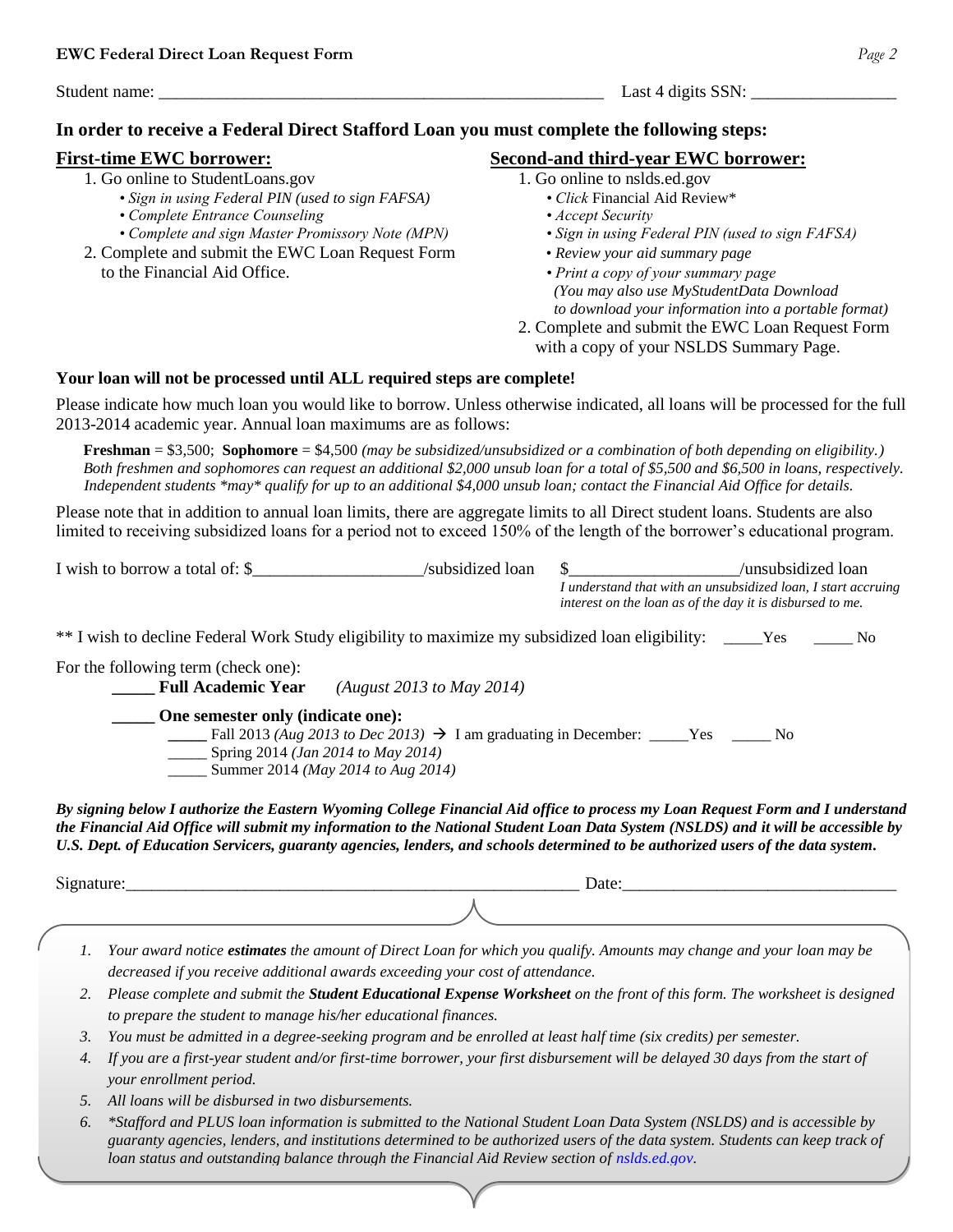**EWC Federal Direct Loan Request Form**

Student name: ______________________________________________ Last 4 digits SSN: ________________

## In order to receive a Federal Direct Stafford Loan you must complete the following steps:

**First-time EWC borrower:**

1. Go online to StudentLoans.gov
   - *Sign in using Federal PIN (used to sign FAFSA)*
   - *Complete Entrance Counseling*
   - *Complete and sign Master Promissory Note (MPN)*
2. Complete and submit the EWC Loan Request Form to the Financial Aid Office.

**Second-and third-year EWC borrower:**

1. Go online to nslds.ed.gov
   - *Click* Financial Aid Review*
   - *Accept Security*
   - *Sign in using Federal PIN (used to sign FAFSA)*
   - *Review your aid summary page*
   - *Print a copy of your summary page*
     *(You may also use MyStudentData Download to download your information into a portable format)*
2. Complete and submit the EWC Loan Request Form with a copy of your NSLDS Summary Page.

**Your loan will not be processed until ALL required steps are complete!**

Please indicate how much loan you would like to borrow. Unless otherwise indicated, all loans will be processed for the full 2013-2014 academic year. Annual loan maximums are as follows:

**Freshman** = $3,500; **Sophomore** = $4,500 *(may be subsidized/unsubsidized or a combination of both depending on eligibility.) Both freshmen and sophomores can request an additional $2,000 unsub loan for a total of $5,500 and $6,500 in loans, respectively. Independent students *may* qualify for up to an additional $4,000 unsub loan; contact the Financial Aid Office for details.*

Please note that in addition to annual loan limits, there are aggregate limits to all Direct student loans. Students are also limited to receiving subsidized loans for a period not to exceed 150% of the length of the borrower's educational program.

I wish to borrow a total of: $__________________/subsidized loan $__________________/unsubsidized loan
*I understand that with an unsubsidized loan, I start accruing interest on the loan as of the day it is disbursed to me.*

** I wish to decline Federal Work Study eligibility to maximize my subsidized loan eligibility: _____Yes _____ No

For the following term (check one):

_____ **Full Academic Year** *(August 2013 to May 2014)*

_____ **One semester only (indicate one):**

- _____ Fall 2013 *(Aug 2013 to Dec 2013)* → I am graduating in December: _____Yes _____ No
- _____ Spring 2014 *(Jan 2014 to May 2014)*
- _____ Summer 2014 *(May 2014 to Aug 2014)*

***By signing below I authorize the Eastern Wyoming College Financial Aid office to process my Loan Request Form and I understand the Financial Aid Office will submit my information to the National Student Loan Data System (NSLDS) and it will be accessible by U.S. Dept. of Education Servicers, guaranty agencies, lenders, and schools determined to be authorized users of the data system.***

Signature:______________________________________________ Date:______________________________

1. *Your award notice **estimates** the amount of Direct Loan for which you qualify. Amounts may change and your loan may be decreased if you receive additional awards exceeding your cost of attendance.*
2. *Please complete and submit the **Student Educational Expense Worksheet** on the front of this form. The worksheet is designed to prepare the student to manage his/her educational finances.*
3. *You must be admitted in a degree-seeking program and be enrolled at least half time (six credits) per semester.*
4. *If you are a first-year student and/or first-time borrower, your first disbursement will be delayed 30 days from the start of your enrollment period.*
5. *All loans will be disbursed in two disbursements.*
6. **Stafford and PLUS loan information is submitted to the National Student Loan Data System (NSLDS) and is accessible by guaranty agencies, lenders, and institutions determined to be authorized users of the data system. Students can keep track of loan status and outstanding balance through the Financial Aid Review section of nslds.ed.gov.*